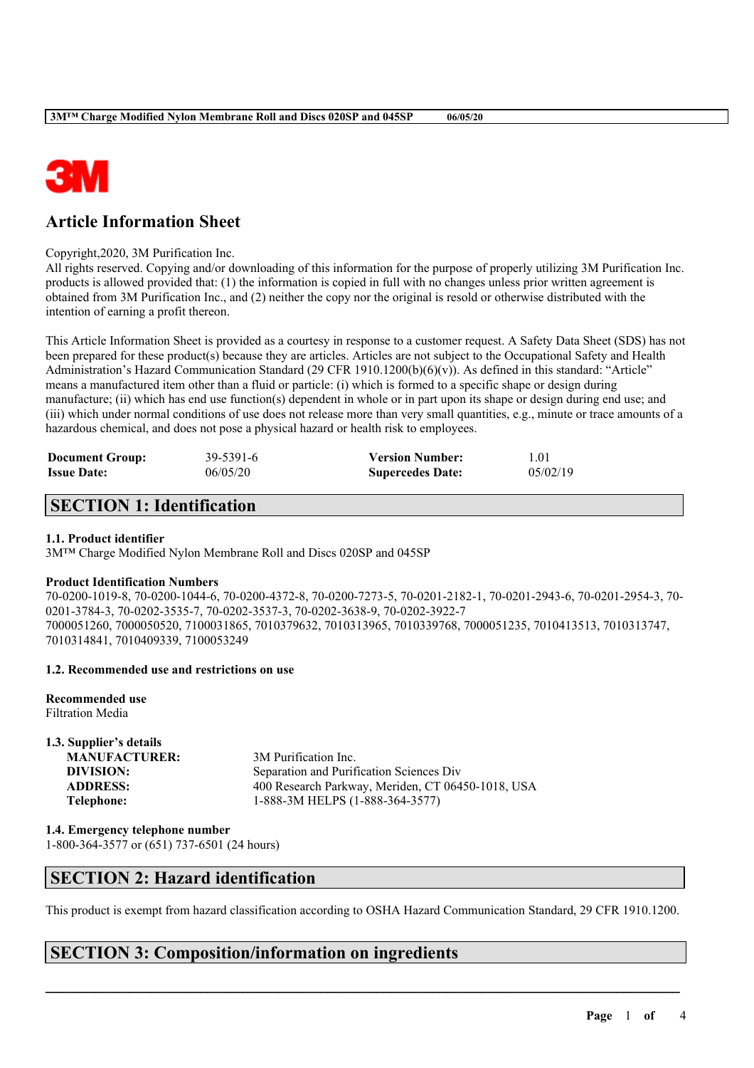# Article Information Sheet

Copyright,2020, 3M Purification Inc.
All rights reserved. Copying and/or downloading of this information for the purpose of properly utilizing 3M Purification Inc. products is allowed provided that: (1) the information is copied in full with no changes unless prior written agreement is obtained from 3M Purification Inc., and (2) neither the copy nor the original is resold or otherwise distributed with the intention of earning a profit thereon.

This Article Information Sheet is provided as a courtesy in response to a customer request. A Safety Data Sheet (SDS) has not been prepared for these product(s) because they are articles. Articles are not subject to the Occupational Safety and Health Administration's Hazard Communication Standard (29 CFR 1910.1200(b)(6)(v)). As defined in this standard: "Article" means a manufactured item other than a fluid or particle: (i) which is formed to a specific shape or design during manufacture; (ii) which has end use function(s) dependent in whole or in part upon its shape or design during end use; and (iii) which under normal conditions of use does not release more than very small quantities, e.g., minute or trace amounts of a hazardous chemical, and does not pose a physical hazard or health risk to employees.

| | | | |
|---|---|---|---|
| **Document Group:** | 39-5391-6 | **Version Number:** | 1.01 |
| **Issue Date:** | 06/05/20 | **Supercedes Date:** | 05/02/19 |

## SECTION 1: Identification

### 1.1. Product identifier

3M™ Charge Modified Nylon Membrane Roll and Discs 020SP and 045SP

**Product Identification Numbers**

70-0200-1019-8, 70-0200-1044-6, 70-0200-4372-8, 70-0200-7273-5, 70-0201-2182-1, 70-0201-2943-6, 70-0201-2954-3, 70-0201-3784-3, 70-0202-3535-7, 70-0202-3537-3, 70-0202-3638-9, 70-0202-3922-7
7000051260, 7000050520, 7100031865, 7010379632, 7010313965, 7010339768, 7000051235, 7010413513, 7010313747, 7010314841, 7010409339, 7100053249

### 1.2. Recommended use and restrictions on use

**Recommended use**

Filtration Media

### 1.3. Supplier's details

| | |
|---|---|
| **MANUFACTURER:** | 3M Purification Inc. |
| **DIVISION:** | Separation and Purification Sciences Div |
| **ADDRESS:** | 400 Research Parkway, Meriden, CT 06450-1018, USA |
| **Telephone:** | 1-888-3M HELPS (1-888-364-3577) |

### 1.4. Emergency telephone number

1-800-364-3577 or (651) 737-6501 (24 hours)

## SECTION 2: Hazard identification

This product is exempt from hazard classification according to OSHA Hazard Communication Standard, 29 CFR 1910.1200.

## SECTION 3: Composition/information on ingredients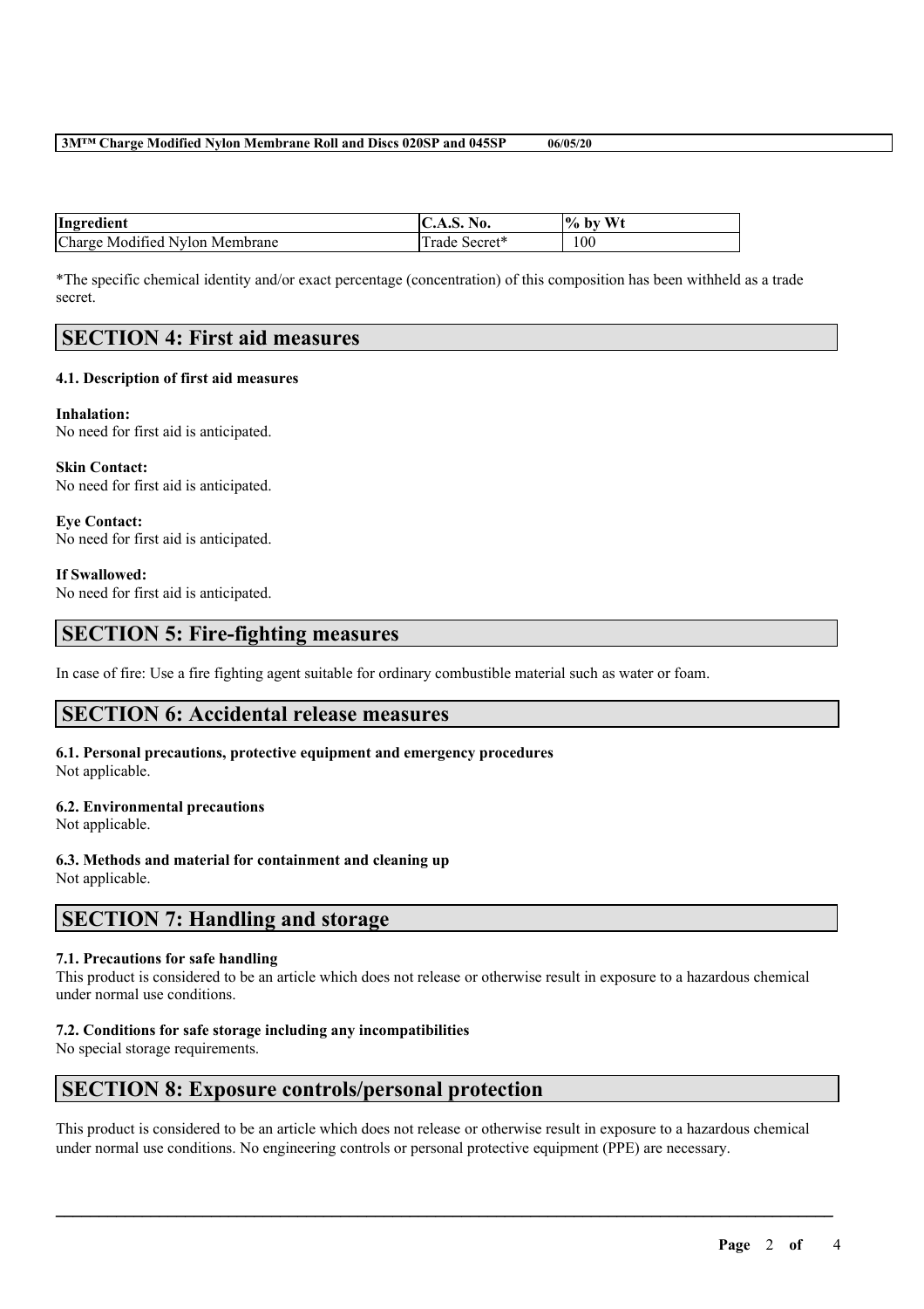| Ingredient | C.A.S. No. | % by Wt |
|---|---|---|
| Charge Modified Nylon Membrane | Trade Secret* | 100 |

*The specific chemical identity and/or exact percentage (concentration) of this composition has been withheld as a trade secret.

## SECTION 4: First aid measures

### 4.1. Description of first aid measures

**Inhalation:**
No need for first aid is anticipated.

**Skin Contact:**
No need for first aid is anticipated.

**Eye Contact:**
No need for first aid is anticipated.

**If Swallowed:**
No need for first aid is anticipated.

## SECTION 5: Fire-fighting measures

In case of fire: Use a fire fighting agent suitable for ordinary combustible material such as water or foam.

## SECTION 6: Accidental release measures

### 6.1. Personal precautions, protective equipment and emergency procedures

Not applicable.

### 6.2. Environmental precautions

Not applicable.

### 6.3. Methods and material for containment and cleaning up

Not applicable.

## SECTION 7: Handling and storage

### 7.1. Precautions for safe handling

This product is considered to be an article which does not release or otherwise result in exposure to a hazardous chemical under normal use conditions.

### 7.2. Conditions for safe storage including any incompatibilities

No special storage requirements.

## SECTION 8: Exposure controls/personal protection

This product is considered to be an article which does not release or otherwise result in exposure to a hazardous chemical under normal use conditions. No engineering controls or personal protective equipment (PPE) are necessary.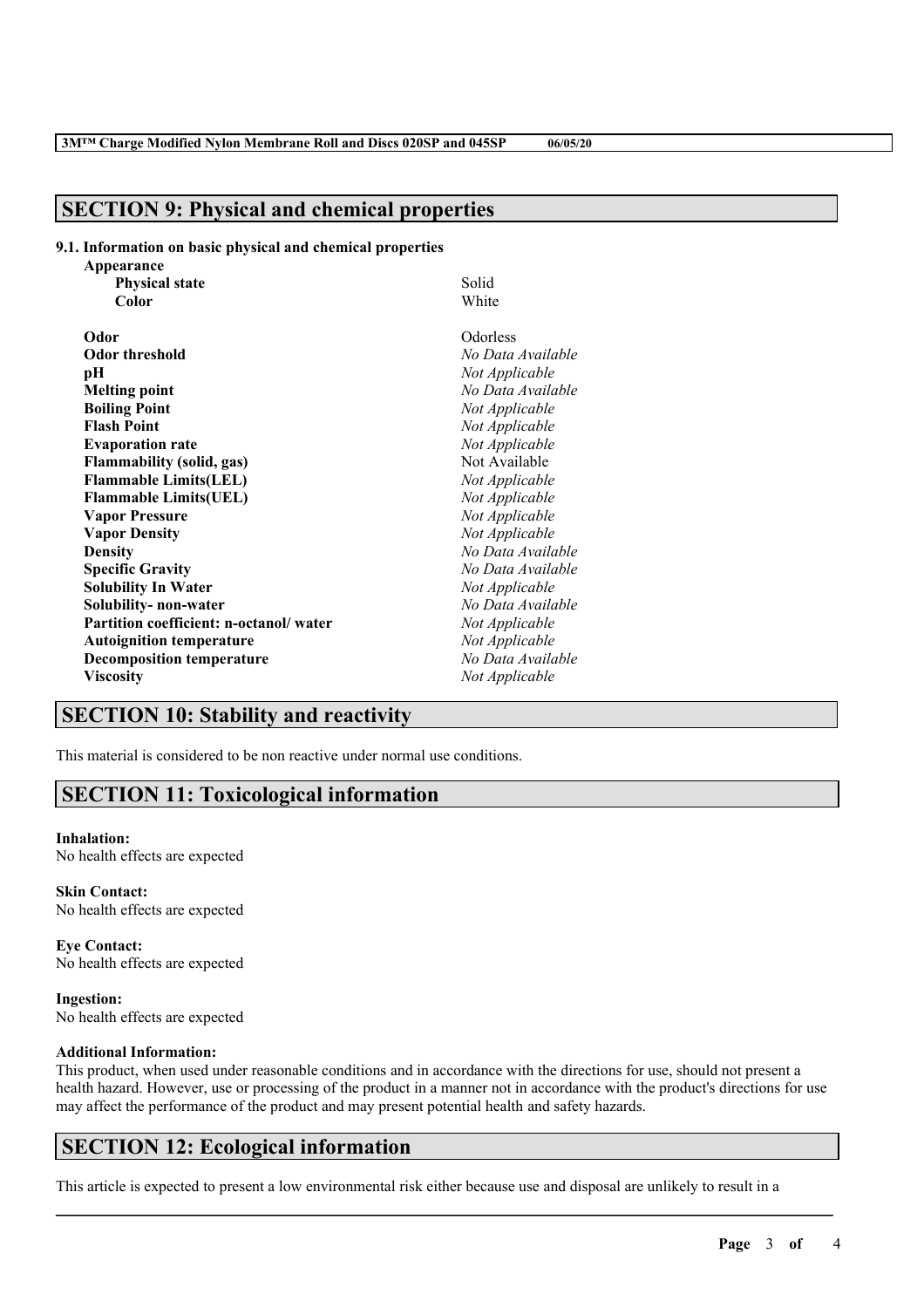## SECTION 9: Physical and chemical properties

### 9.1. Information on basic physical and chemical properties

**Appearance**

| | |
|---|---|
| **Physical state** | Solid |
| **Color** | White |
| **Odor** | Odorless |
| **Odor threshold** | *No Data Available* |
| **pH** | *Not Applicable* |
| **Melting point** | *No Data Available* |
| **Boiling Point** | *Not Applicable* |
| **Flash Point** | *Not Applicable* |
| **Evaporation rate** | *Not Applicable* |
| **Flammability (solid, gas)** | Not Available |
| **Flammable Limits(LEL)** | *Not Applicable* |
| **Flammable Limits(UEL)** | *Not Applicable* |
| **Vapor Pressure** | *Not Applicable* |
| **Vapor Density** | *Not Applicable* |
| **Density** | *No Data Available* |
| **Specific Gravity** | *No Data Available* |
| **Solubility In Water** | *Not Applicable* |
| **Solubility- non-water** | *No Data Available* |
| **Partition coefficient: n-octanol/ water** | *Not Applicable* |
| **Autoignition temperature** | *Not Applicable* |
| **Decomposition temperature** | *No Data Available* |
| **Viscosity** | *Not Applicable* |

## SECTION 10: Stability and reactivity

This material is considered to be non reactive under normal use conditions.

## SECTION 11: Toxicological information

**Inhalation:**
No health effects are expected

**Skin Contact:**
No health effects are expected

**Eye Contact:**
No health effects are expected

**Ingestion:**
No health effects are expected

**Additional Information:**
This product, when used under reasonable conditions and in accordance with the directions for use, should not present a health hazard. However, use or processing of the product in a manner not in accordance with the product's directions for use may affect the performance of the product and may present potential health and safety hazards.

## SECTION 12: Ecological information

This article is expected to present a low environmental risk either because use and disposal are unlikely to result in a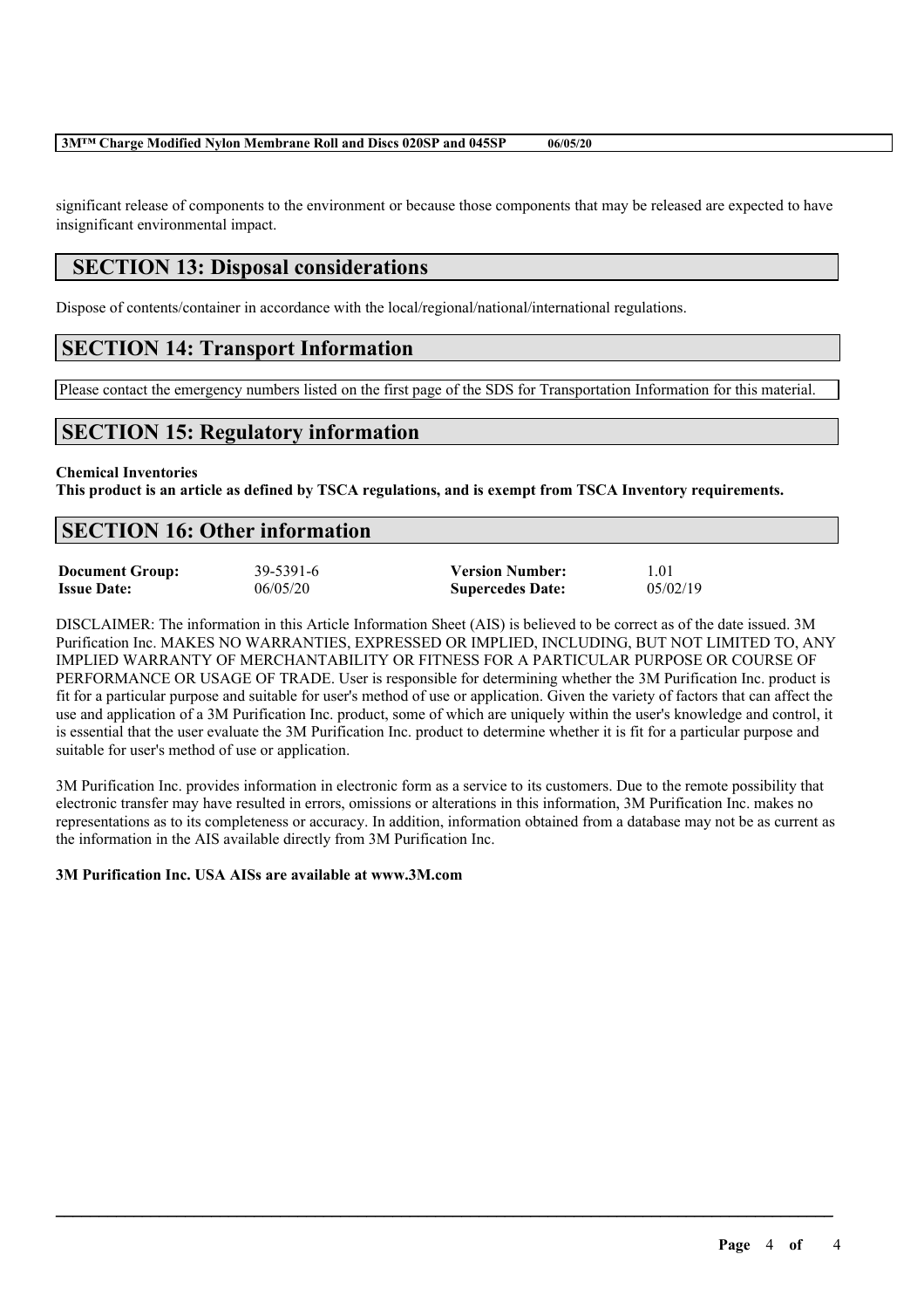significant release of components to the environment or because those components that may be released are expected to have insignificant environmental impact.

## SECTION 13: Disposal considerations

Dispose of contents/container in accordance with the local/regional/national/international regulations.

## SECTION 14: Transport Information

Please contact the emergency numbers listed on the first page of the SDS for Transportation Information for this material.

## SECTION 15: Regulatory information

**Chemical Inventories**
**This product is an article as defined by TSCA regulations, and is exempt from TSCA Inventory requirements.**

## SECTION 16: Other information

| | | | |
|---|---|---|---|
| **Document Group:** | 39-5391-6 | **Version Number:** | 1.01 |
| **Issue Date:** | 06/05/20 | **Supercedes Date:** | 05/02/19 |

DISCLAIMER: The information in this Article Information Sheet (AIS) is believed to be correct as of the date issued. 3M Purification Inc. MAKES NO WARRANTIES, EXPRESSED OR IMPLIED, INCLUDING, BUT NOT LIMITED TO, ANY IMPLIED WARRANTY OF MERCHANTABILITY OR FITNESS FOR A PARTICULAR PURPOSE OR COURSE OF PERFORMANCE OR USAGE OF TRADE. User is responsible for determining whether the 3M Purification Inc. product is fit for a particular purpose and suitable for user's method of use or application. Given the variety of factors that can affect the use and application of a 3M Purification Inc. product, some of which are uniquely within the user's knowledge and control, it is essential that the user evaluate the 3M Purification Inc. product to determine whether it is fit for a particular purpose and suitable for user's method of use or application.

3M Purification Inc. provides information in electronic form as a service to its customers. Due to the remote possibility that electronic transfer may have resulted in errors, omissions or alterations in this information, 3M Purification Inc. makes no representations as to its completeness or accuracy. In addition, information obtained from a database may not be as current as the information in the AIS available directly from 3M Purification Inc.

**3M Purification Inc. USA AISs are available at www.3M.com**